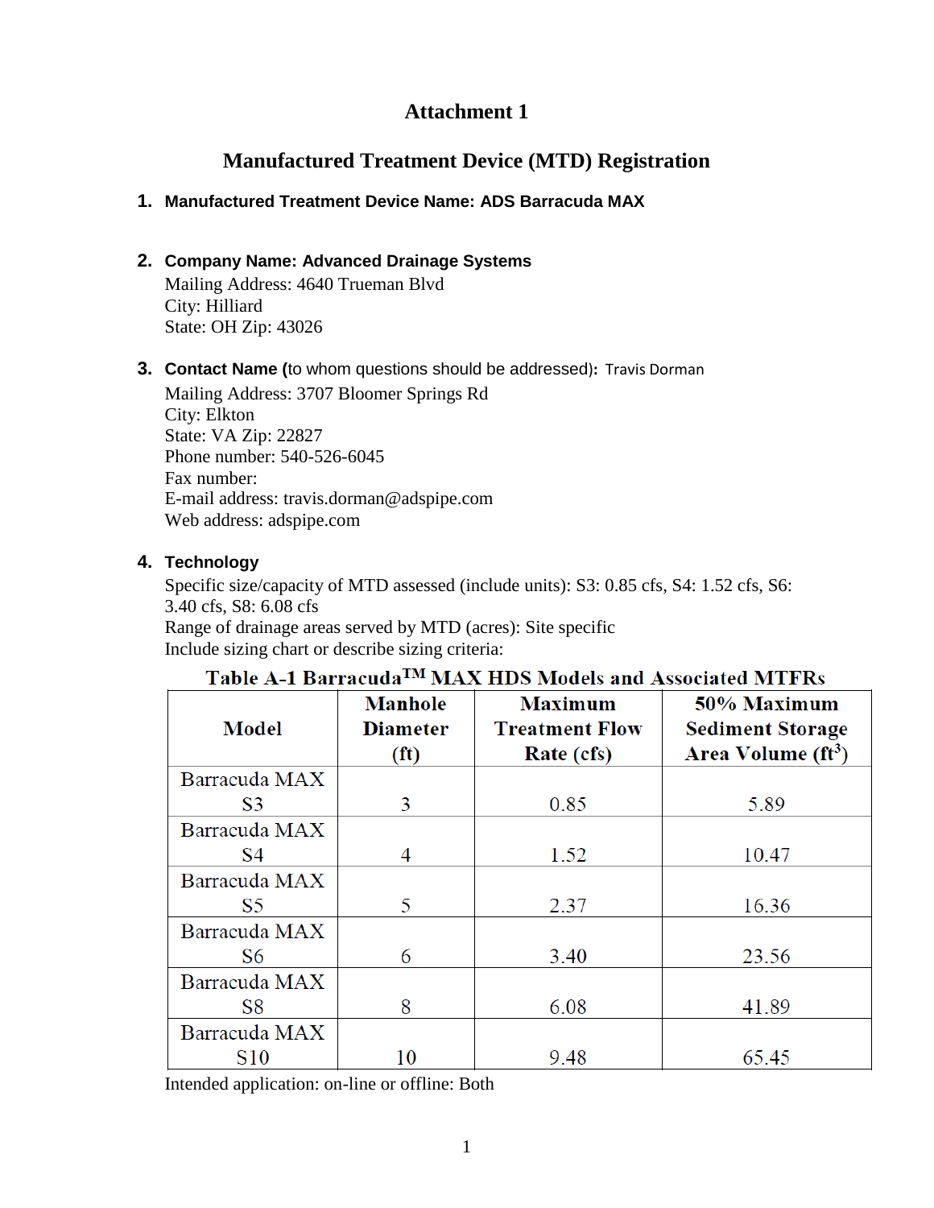# Attachment 1

## Manufactured Treatment Device (MTD) Registration

1. **Manufactured Treatment Device Name: ADS Barracuda MAX**

2. **Company Name: Advanced Drainage Systems**
   Mailing Address: 4640 Trueman Blvd
   City: Hilliard
   State: OH Zip: 43026

3. **Contact Name (**to whom questions should be addressed)**:** Travis Dorman
   Mailing Address: 3707 Bloomer Springs Rd
   City: Elkton
   State: VA Zip: 22827
   Phone number: 540-526-6045
   Fax number:
   E-mail address: travis.dorman@adspipe.com
   Web address: adspipe.com

4. **Technology**
   Specific size/capacity of MTD assessed (include units): S3: 0.85 cfs, S4: 1.52 cfs, S6: 3.40 cfs, S8: 6.08 cfs
   Range of drainage areas served by MTD (acres): Site specific
   Include sizing chart or describe sizing criteria:

**Table A-1 Barracuda™ MAX HDS Models and Associated MTFRs**

| Model | Manhole Diameter (ft) | Maximum Treatment Flow Rate (cfs) | 50% Maximum Sediment Storage Area Volume ($ft^3$) |
|---|---|---|---|
| Barracuda MAX S3 | 3 | 0.85 | 5.89 |
| Barracuda MAX S4 | 4 | 1.52 | 10.47 |
| Barracuda MAX S5 | 5 | 2.37 | 16.36 |
| Barracuda MAX S6 | 6 | 3.40 | 23.56 |
| Barracuda MAX S8 | 8 | 6.08 | 41.89 |
| Barracuda MAX S10 | 10 | 9.48 | 65.45 |

Intended application: on-line or offline: Both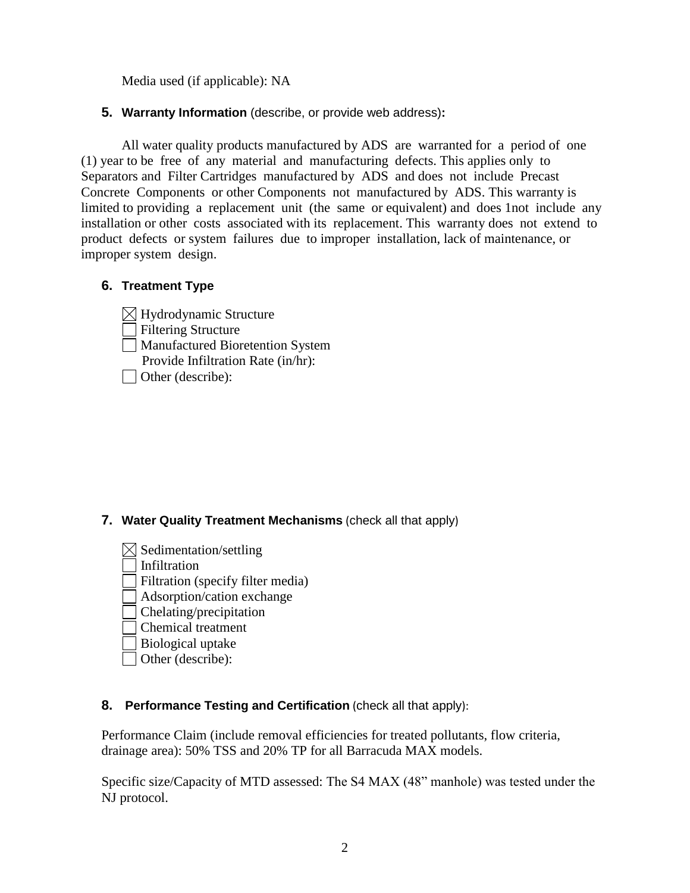Media used (if applicable): NA

**5. Warranty Information** (describe, or provide web address)**:**

All water quality products manufactured by ADS are warranted for a period of one (1) year to be free of any material and manufacturing defects. This applies only to Separators and Filter Cartridges manufactured by ADS and does not include Precast Concrete Components or other Components not manufactured by ADS. This warranty is limited to providing a replacement unit (the same or equivalent) and does 1not include any installation or other costs associated with its replacement. This warranty does not extend to product defects or system failures due to improper installation, lack of maintenance, or improper system design.

**6. Treatment Type**

- ☒ Hydrodynamic Structure
- ☐ Filtering Structure
- ☐ Manufactured Bioretention System
  Provide Infiltration Rate (in/hr):
- ☐ Other (describe):

**7. Water Quality Treatment Mechanisms** (check all that apply)

- ☒ Sedimentation/settling
- ☐ Infiltration
- ☐ Filtration (specify filter media)
- ☐ Adsorption/cation exchange
- ☐ Chelating/precipitation
- ☐ Chemical treatment
- ☐ Biological uptake
- ☐ Other (describe):

**8. Performance Testing and Certification** (check all that apply):

Performance Claim (include removal efficiencies for treated pollutants, flow criteria, drainage area): 50% TSS and 20% TP for all Barracuda MAX models.

Specific size/Capacity of MTD assessed: The S4 MAX (48" manhole) was tested under the NJ protocol.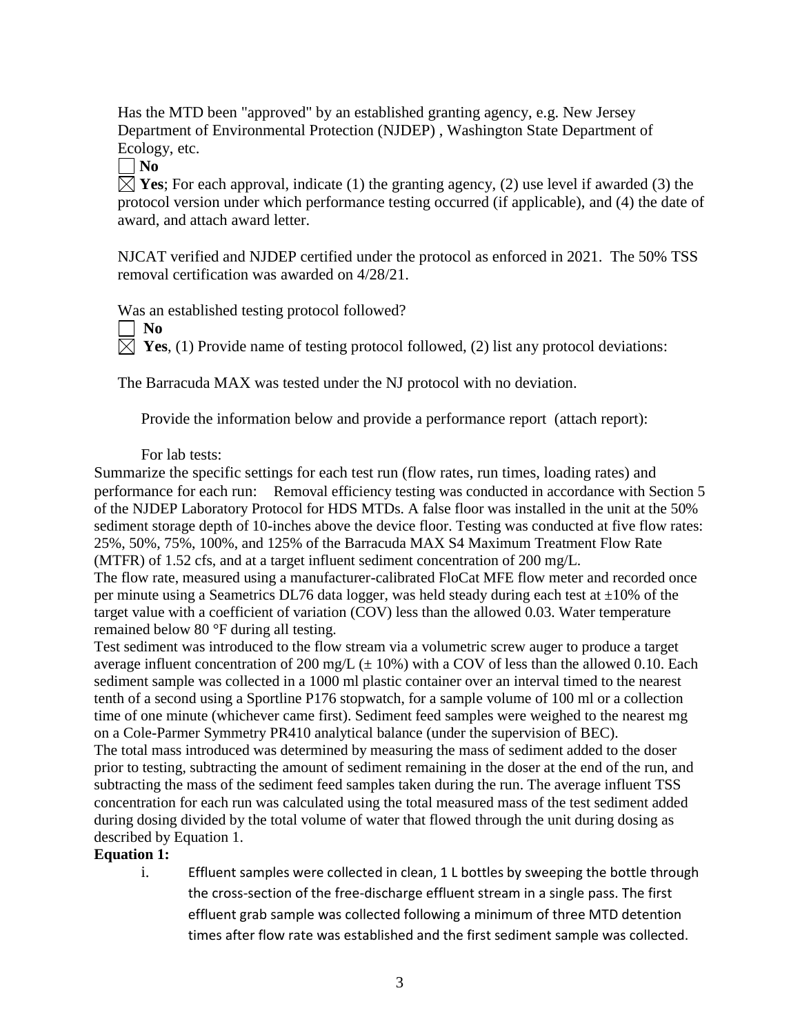Has the MTD been "approved" by an established granting agency, e.g. New Jersey Department of Environmental Protection (NJDEP) , Washington State Department of Ecology, etc.

☐ **No**

☒ **Yes**; For each approval, indicate (1) the granting agency, (2) use level if awarded (3) the protocol version under which performance testing occurred (if applicable), and (4) the date of award, and attach award letter.

NJCAT verified and NJDEP certified under the protocol as enforced in 2021. The 50% TSS removal certification was awarded on 4/28/21.

Was an established testing protocol followed?

☐ **No**

☒ **Yes**, (1) Provide name of testing protocol followed, (2) list any protocol deviations:

The Barracuda MAX was tested under the NJ protocol with no deviation.

Provide the information below and provide a performance report (attach report):

For lab tests:

Summarize the specific settings for each test run (flow rates, run times, loading rates) and performance for each run: Removal efficiency testing was conducted in accordance with Section 5 of the NJDEP Laboratory Protocol for HDS MTDs. A false floor was installed in the unit at the 50% sediment storage depth of 10-inches above the device floor. Testing was conducted at five flow rates: 25%, 50%, 75%, 100%, and 125% of the Barracuda MAX S4 Maximum Treatment Flow Rate (MTFR) of 1.52 cfs, and at a target influent sediment concentration of 200 mg/L.

The flow rate, measured using a manufacturer-calibrated FloCat MFE flow meter and recorded once per minute using a Seametrics DL76 data logger, was held steady during each test at ±10% of the target value with a coefficient of variation (COV) less than the allowed 0.03. Water temperature remained below 80 °F during all testing.

Test sediment was introduced to the flow stream via a volumetric screw auger to produce a target average influent concentration of 200 mg/L (± 10%) with a COV of less than the allowed 0.10. Each sediment sample was collected in a 1000 ml plastic container over an interval timed to the nearest tenth of a second using a Sportline P176 stopwatch, for a sample volume of 100 ml or a collection time of one minute (whichever came first). Sediment feed samples were weighed to the nearest mg on a Cole-Parmer Symmetry PR410 analytical balance (under the supervision of BEC).

The total mass introduced was determined by measuring the mass of sediment added to the doser prior to testing, subtracting the amount of sediment remaining in the doser at the end of the run, and subtracting the mass of the sediment feed samples taken during the run. The average influent TSS concentration for each run was calculated using the total measured mass of the test sediment added during dosing divided by the total volume of water that flowed through the unit during dosing as described by Equation 1.

**Equation 1:**

i. Effluent samples were collected in clean, 1 L bottles by sweeping the bottle through the cross-section of the free-discharge effluent stream in a single pass. The first effluent grab sample was collected following a minimum of three MTD detention times after flow rate was established and the first sediment sample was collected.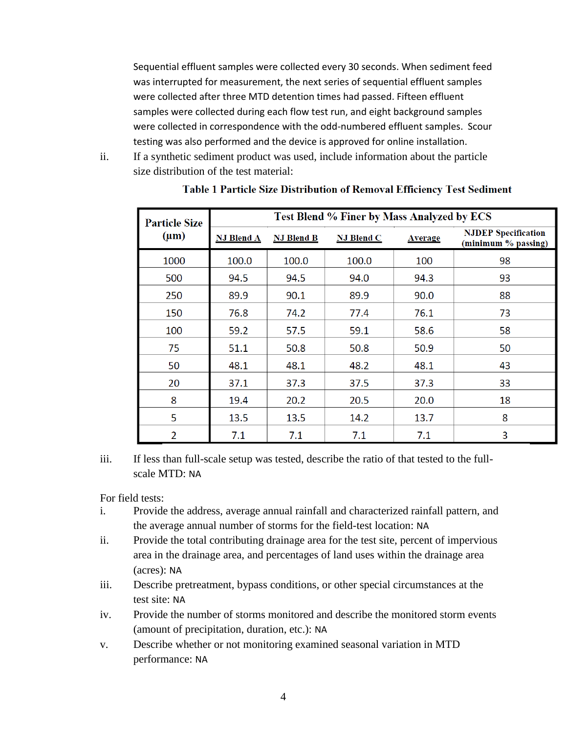Sequential effluent samples were collected every 30 seconds. When sediment feed was interrupted for measurement, the next series of sequential effluent samples were collected after three MTD detention times had passed. Fifteen effluent samples were collected during each flow test run, and eight background samples were collected in correspondence with the odd-numbered effluent samples. Scour testing was also performed and the device is approved for online installation.

ii. If a synthetic sediment product was used, include information about the particle size distribution of the test material:

**Table 1 Particle Size Distribution of Removal Efficiency Test Sediment**

| Particle Size (μm) | Test Blend % Finer by Mass Analyzed by ECS | | | | |
|---|---|---|---|---|---|
| | NJ Blend A | NJ Blend B | NJ Blend C | Average | NJDEP Specification (minimum % passing) |
| 1000 | 100.0 | 100.0 | 100.0 | 100 | 98 |
| 500 | 94.5 | 94.5 | 94.0 | 94.3 | 93 |
| 250 | 89.9 | 90.1 | 89.9 | 90.0 | 88 |
| 150 | 76.8 | 74.2 | 77.4 | 76.1 | 73 |
| 100 | 59.2 | 57.5 | 59.1 | 58.6 | 58 |
| 75 | 51.1 | 50.8 | 50.8 | 50.9 | 50 |
| 50 | 48.1 | 48.1 | 48.2 | 48.1 | 43 |
| 20 | 37.1 | 37.3 | 37.5 | 37.3 | 33 |
| 8 | 19.4 | 20.2 | 20.5 | 20.0 | 18 |
| 5 | 13.5 | 13.5 | 14.2 | 13.7 | 8 |
| 2 | 7.1 | 7.1 | 7.1 | 7.1 | 3 |

iii. If less than full-scale setup was tested, describe the ratio of that tested to the full-scale MTD: NA

For field tests:

i. Provide the address, average annual rainfall and characterized rainfall pattern, and the average annual number of storms for the field-test location: NA

ii. Provide the total contributing drainage area for the test site, percent of impervious area in the drainage area, and percentages of land uses within the drainage area (acres): NA

iii. Describe pretreatment, bypass conditions, or other special circumstances at the test site: NA

iv. Provide the number of storms monitored and describe the monitored storm events (amount of precipitation, duration, etc.): NA

v. Describe whether or not monitoring examined seasonal variation in MTD performance: NA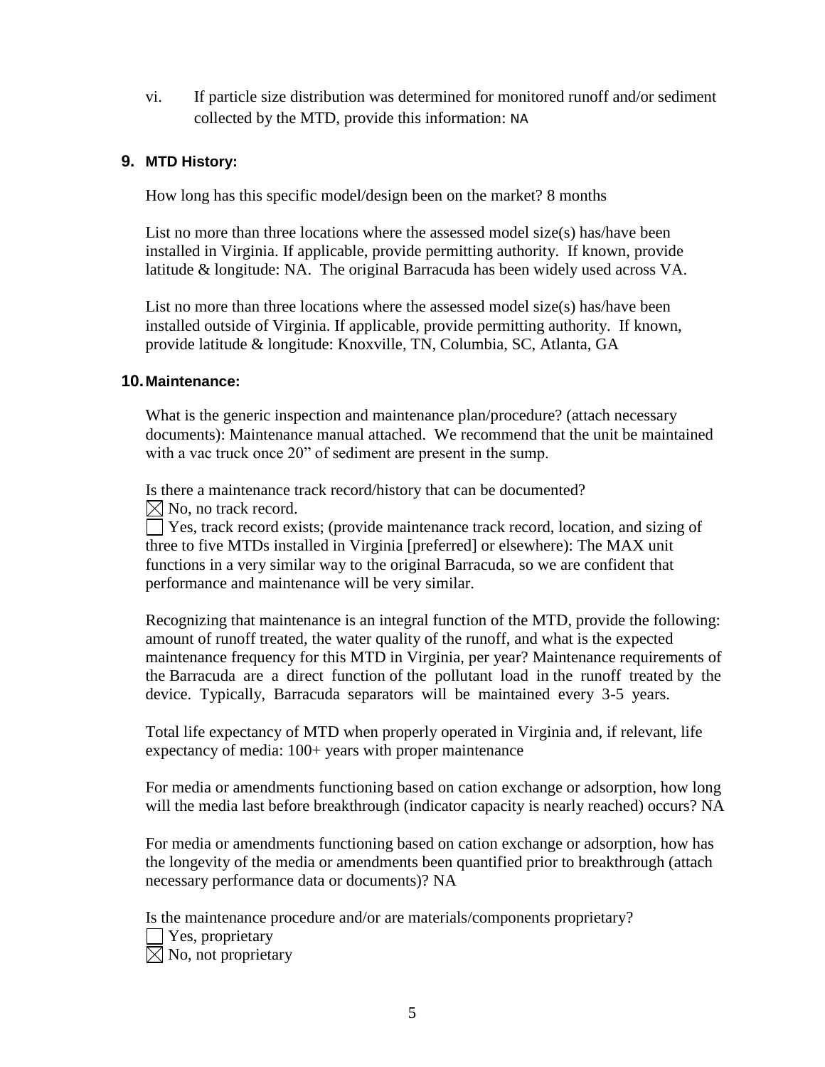vi. If particle size distribution was determined for monitored runoff and/or sediment collected by the MTD, provide this information: NA

## 9. MTD History:

How long has this specific model/design been on the market? 8 months

List no more than three locations where the assessed model size(s) has/have been installed in Virginia. If applicable, provide permitting authority. If known, provide latitude & longitude: NA. The original Barracuda has been widely used across VA.

List no more than three locations where the assessed model size(s) has/have been installed outside of Virginia. If applicable, provide permitting authority. If known, provide latitude & longitude: Knoxville, TN, Columbia, SC, Atlanta, GA

## 10. Maintenance:

What is the generic inspection and maintenance plan/procedure? (attach necessary documents): Maintenance manual attached. We recommend that the unit be maintained with a vac truck once 20" of sediment are present in the sump.

Is there a maintenance track record/history that can be documented?

☒ No, no track record.

☐ Yes, track record exists; (provide maintenance track record, location, and sizing of three to five MTDs installed in Virginia [preferred] or elsewhere): The MAX unit functions in a very similar way to the original Barracuda, so we are confident that performance and maintenance will be very similar.

Recognizing that maintenance is an integral function of the MTD, provide the following: amount of runoff treated, the water quality of the runoff, and what is the expected maintenance frequency for this MTD in Virginia, per year? Maintenance requirements of the Barracuda are a direct function of the pollutant load in the runoff treated by the device. Typically, Barracuda separators will be maintained every 3-5 years.

Total life expectancy of MTD when properly operated in Virginia and, if relevant, life expectancy of media: 100+ years with proper maintenance

For media or amendments functioning based on cation exchange or adsorption, how long will the media last before breakthrough (indicator capacity is nearly reached) occurs? NA

For media or amendments functioning based on cation exchange or adsorption, how has the longevity of the media or amendments been quantified prior to breakthrough (attach necessary performance data or documents)? NA

Is the maintenance procedure and/or are materials/components proprietary?

☐ Yes, proprietary

☒ No, not proprietary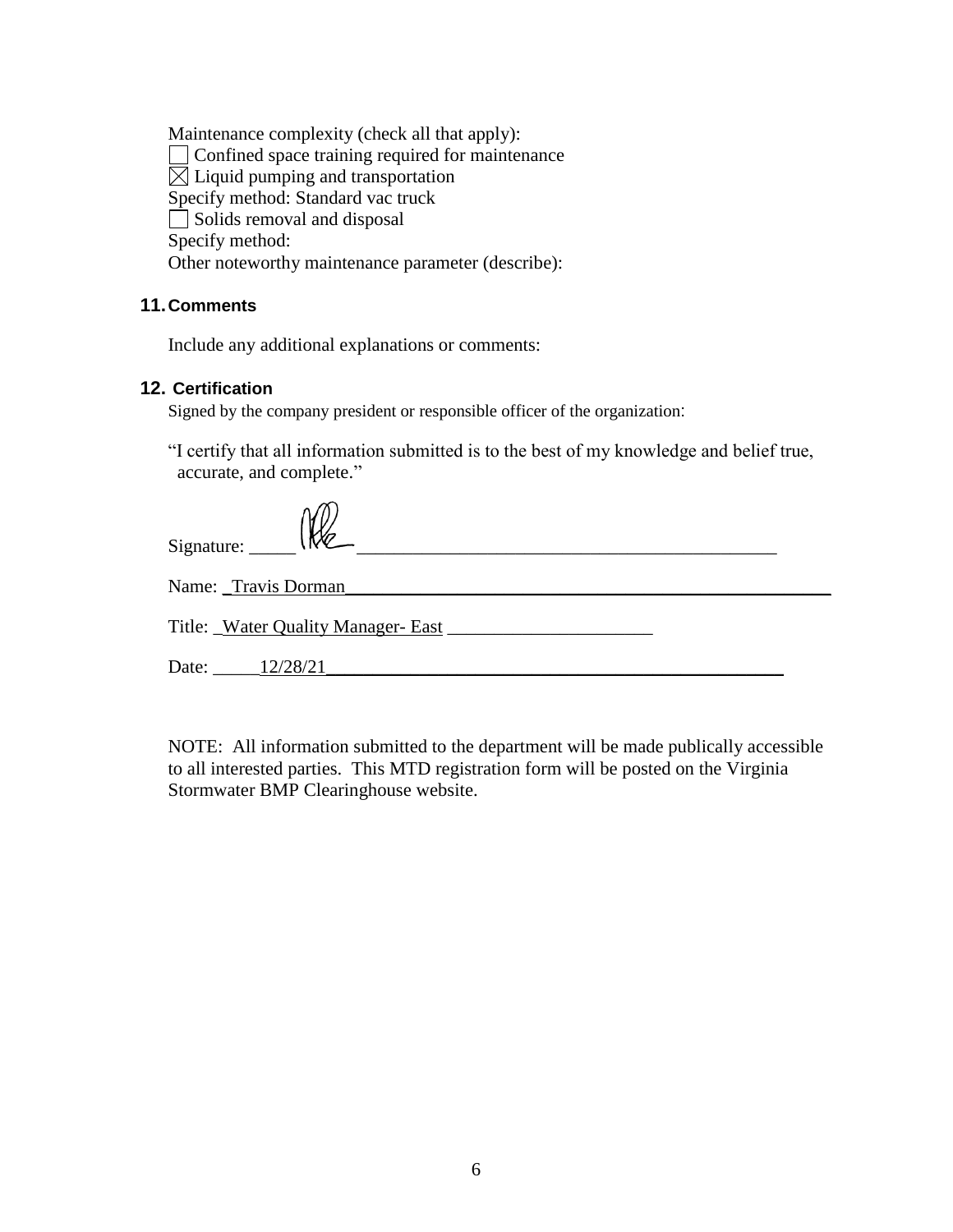Maintenance complexity (check all that apply):

☐ Confined space training required for maintenance

☒ Liquid pumping and transportation

Specify method: Standard vac truck

☐ Solids removal and disposal

Specify method:

Other noteworthy maintenance parameter (describe):

## 11. Comments

Include any additional explanations or comments:

## 12. Certification

Signed by the company president or responsible officer of the organization:

"I certify that all information submitted is to the best of my knowledge and belief true, accurate, and complete."

Signature: _____ [signature] ______________________________________________

Name: _Travis Dorman_______________________________________________________

Title: _Water Quality Manager- East ______________________

Date: _____12/28/21___________________________________________________

NOTE: All information submitted to the department will be made publically accessible to all interested parties. This MTD registration form will be posted on the Virginia Stormwater BMP Clearinghouse website.